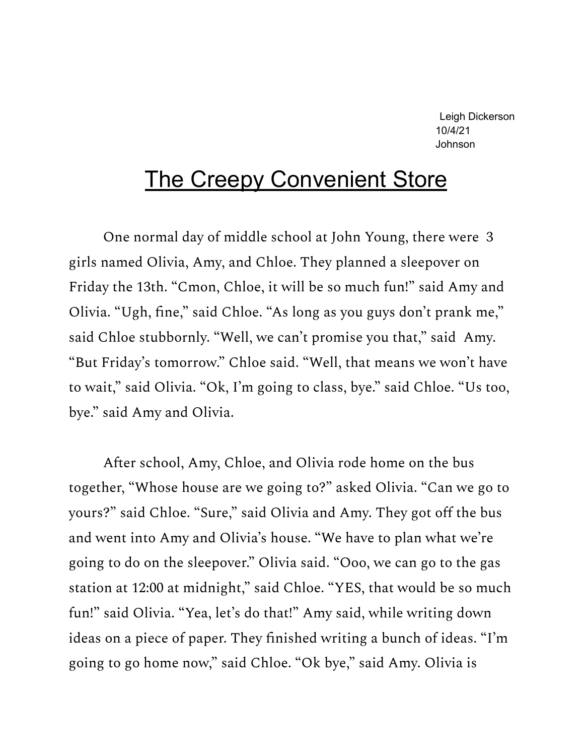Leigh Dickerson
10/4/21
Johnson

# The Creepy Convenient Store

One normal day of middle school at John Young, there were 3 girls named Olivia, Amy, and Chloe. They planned a sleepover on Friday the 13th. "Cmon, Chloe, it will be so much fun!" said Amy and Olivia. "Ugh, fine," said Chloe. "As long as you guys don't prank me," said Chloe stubbornly. "Well, we can't promise you that," said Amy. "But Friday's tomorrow." Chloe said. "Well, that means we won't have to wait," said Olivia. "Ok, I'm going to class, bye." said Chloe. "Us too, bye." said Amy and Olivia.

After school, Amy, Chloe, and Olivia rode home on the bus together, "Whose house are we going to?" asked Olivia. "Can we go to yours?" said Chloe. "Sure," said Olivia and Amy. They got off the bus and went into Amy and Olivia's house. "We have to plan what we're going to do on the sleepover." Olivia said. "Ooo, we can go to the gas station at 12:00 at midnight," said Chloe. "YES, that would be so much fun!" said Olivia. "Yea, let's do that!" Amy said, while writing down ideas on a piece of paper. They finished writing a bunch of ideas. "I'm going to go home now," said Chloe. "Ok bye," said Amy. Olivia is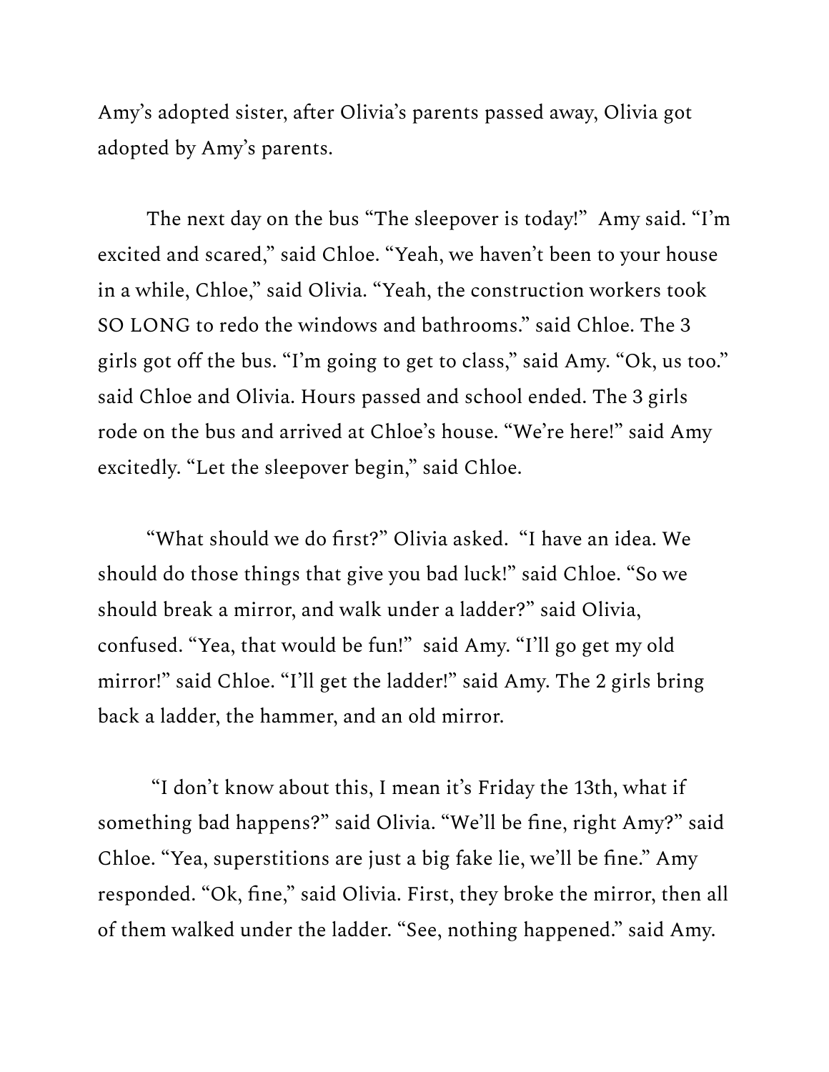Amy's adopted sister, after Olivia's parents passed away, Olivia got adopted by Amy's parents.

The next day on the bus "The sleepover is today!"  Amy said. "I'm excited and scared," said Chloe. "Yeah, we haven't been to your house in a while, Chloe," said Olivia. "Yeah, the construction workers took SO LONG to redo the windows and bathrooms." said Chloe. The 3 girls got off the bus. "I'm going to get to class," said Amy. "Ok, us too." said Chloe and Olivia. Hours passed and school ended. The 3 girls rode on the bus and arrived at Chloe's house. "We're here!" said Amy excitedly. "Let the sleepover begin," said Chloe.

"What should we do first?" Olivia asked.  "I have an idea. We should do those things that give you bad luck!" said Chloe. "So we should break a mirror, and walk under a ladder?" said Olivia, confused. "Yea, that would be fun!"  said Amy. "I'll go get my old mirror!" said Chloe. "I'll get the ladder!" said Amy. The 2 girls bring back a ladder, the hammer, and an old mirror.

"I don't know about this, I mean it's Friday the 13th, what if something bad happens?" said Olivia. "We'll be fine, right Amy?" said Chloe. "Yea, superstitions are just a big fake lie, we'll be fine." Amy responded. "Ok, fine," said Olivia. First, they broke the mirror, then all of them walked under the ladder. "See, nothing happened." said Amy.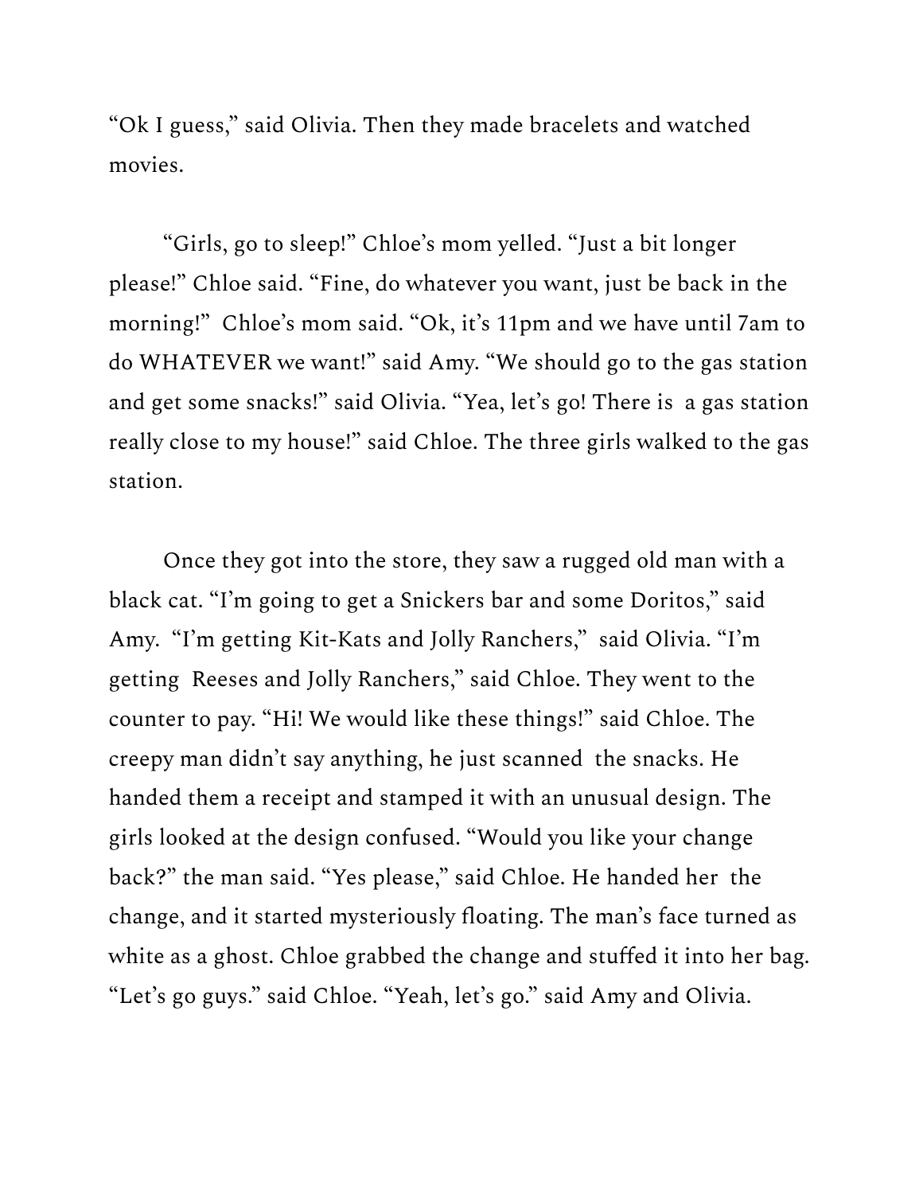"Ok I guess," said Olivia. Then they made bracelets and watched movies.

"Girls, go to sleep!" Chloe's mom yelled. "Just a bit longer please!" Chloe said. "Fine, do whatever you want, just be back in the morning!" Chloe's mom said. "Ok, it's 11pm and we have until 7am to do WHATEVER we want!" said Amy. "We should go to the gas station and get some snacks!" said Olivia. "Yea, let's go! There is a gas station really close to my house!" said Chloe. The three girls walked to the gas station.

Once they got into the store, they saw a rugged old man with a black cat. "I'm going to get a Snickers bar and some Doritos," said Amy. "I'm getting Kit-Kats and Jolly Ranchers," said Olivia. "I'm getting Reeses and Jolly Ranchers," said Chloe. They went to the counter to pay. "Hi! We would like these things!" said Chloe. The creepy man didn't say anything, he just scanned the snacks. He handed them a receipt and stamped it with an unusual design. The girls looked at the design confused. "Would you like your change back?" the man said. "Yes please," said Chloe. He handed her the change, and it started mysteriously floating. The man's face turned as white as a ghost. Chloe grabbed the change and stuffed it into her bag. "Let's go guys." said Chloe. "Yeah, let's go." said Amy and Olivia.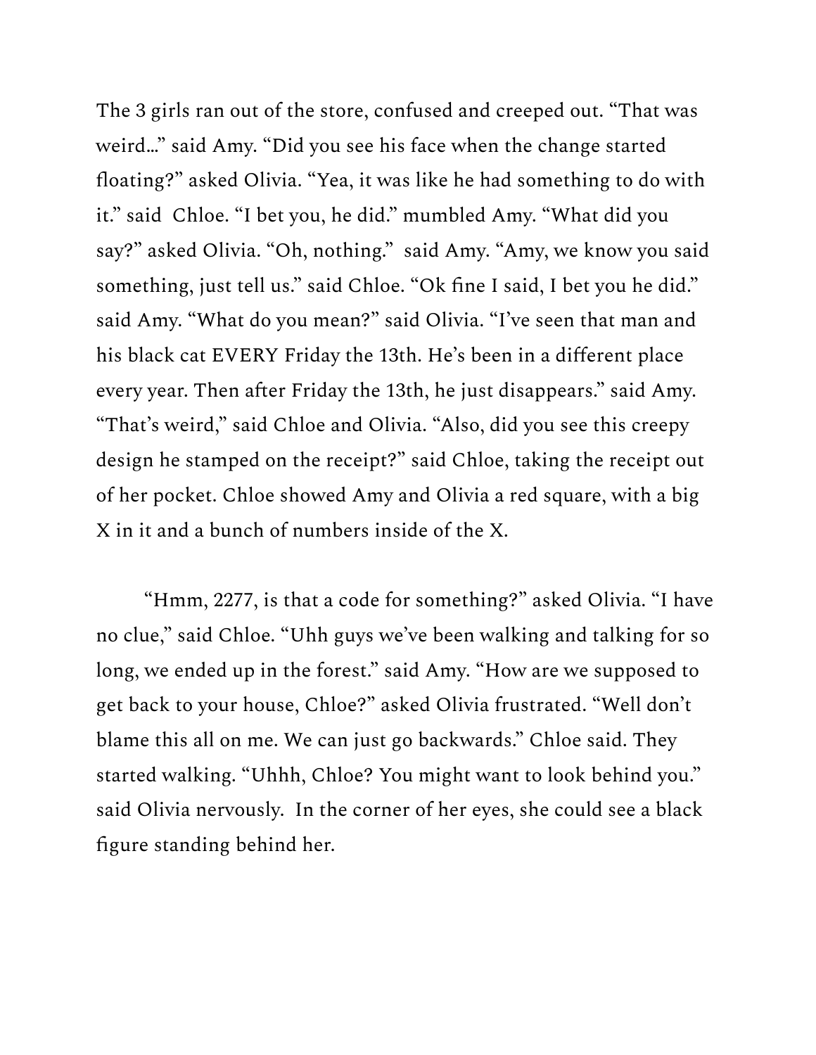The 3 girls ran out of the store, confused and creeped out. “That was weird…” said Amy. “Did you see his face when the change started floating?” asked Olivia. “Yea, it was like he had something to do with it.” said  Chloe. “I bet you, he did.” mumbled Amy. “What did you say?” asked Olivia. “Oh, nothing.”  said Amy. “Amy, we know you said something, just tell us.” said Chloe. “Ok fine I said, I bet you he did.” said Amy. “What do you mean?” said Olivia. “I’ve seen that man and his black cat EVERY Friday the 13th. He’s been in a different place every year. Then after Friday the 13th, he just disappears.” said Amy. “That’s weird,” said Chloe and Olivia. “Also, did you see this creepy design he stamped on the receipt?” said Chloe, taking the receipt out of her pocket. Chloe showed Amy and Olivia a red square, with a big X in it and a bunch of numbers inside of the X.

“Hmm, 2277, is that a code for something?” asked Olivia. “I have no clue,” said Chloe. “Uhh guys we’ve been walking and talking for so long, we ended up in the forest.” said Amy. “How are we supposed to get back to your house, Chloe?” asked Olivia frustrated. “Well don’t blame this all on me. We can just go backwards.” Chloe said. They started walking. “Uhhh, Chloe? You might want to look behind you.” said Olivia nervously.  In the corner of her eyes, she could see a black figure standing behind her.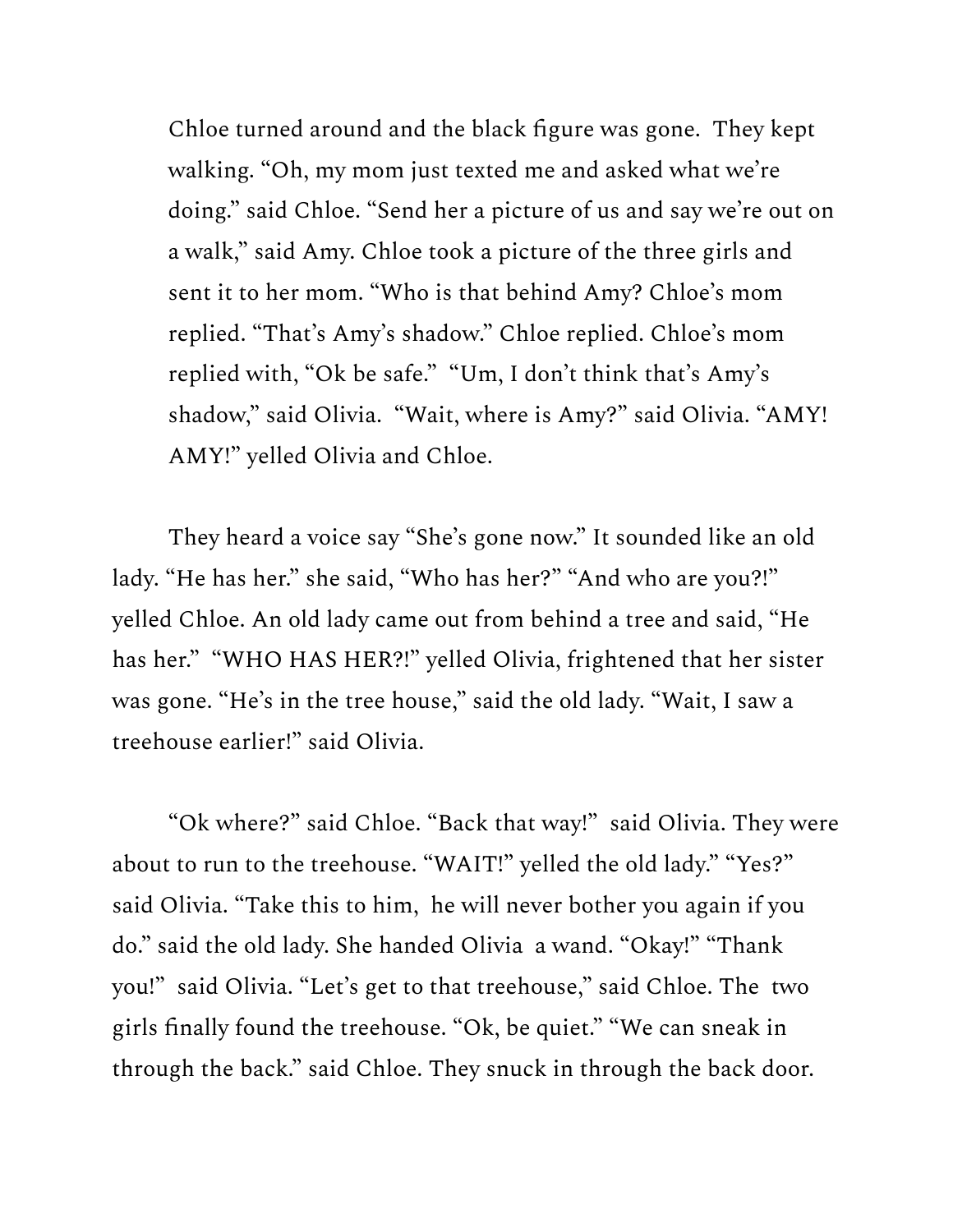Chloe turned around and the black figure was gone.  They kept walking. "Oh, my mom just texted me and asked what we're doing." said Chloe. "Send her a picture of us and say we're out on a walk," said Amy. Chloe took a picture of the three girls and sent it to her mom. "Who is that behind Amy? Chloe's mom replied. "That's Amy's shadow." Chloe replied. Chloe's mom replied with, "Ok be safe."  "Um, I don't think that's Amy's shadow," said Olivia.  "Wait, where is Amy?" said Olivia. "AMY! AMY!" yelled Olivia and Chloe.

They heard a voice say "She's gone now." It sounded like an old lady. "He has her." she said, "Who has her?" "And who are you?!" yelled Chloe. An old lady came out from behind a tree and said, "He has her."  "WHO HAS HER?!" yelled Olivia, frightened that her sister was gone. "He's in the tree house," said the old lady. "Wait, I saw a treehouse earlier!" said Olivia.

"Ok where?" said Chloe. "Back that way!"  said Olivia. They were about to run to the treehouse. "WAIT!" yelled the old lady." "Yes?" said Olivia. "Take this to him,  he will never bother you again if you do." said the old lady. She handed Olivia  a wand. "Okay!" "Thank you!"  said Olivia. "Let's get to that treehouse," said Chloe. The  two girls finally found the treehouse. "Ok, be quiet." "We can sneak in through the back." said Chloe. They snuck in through the back door.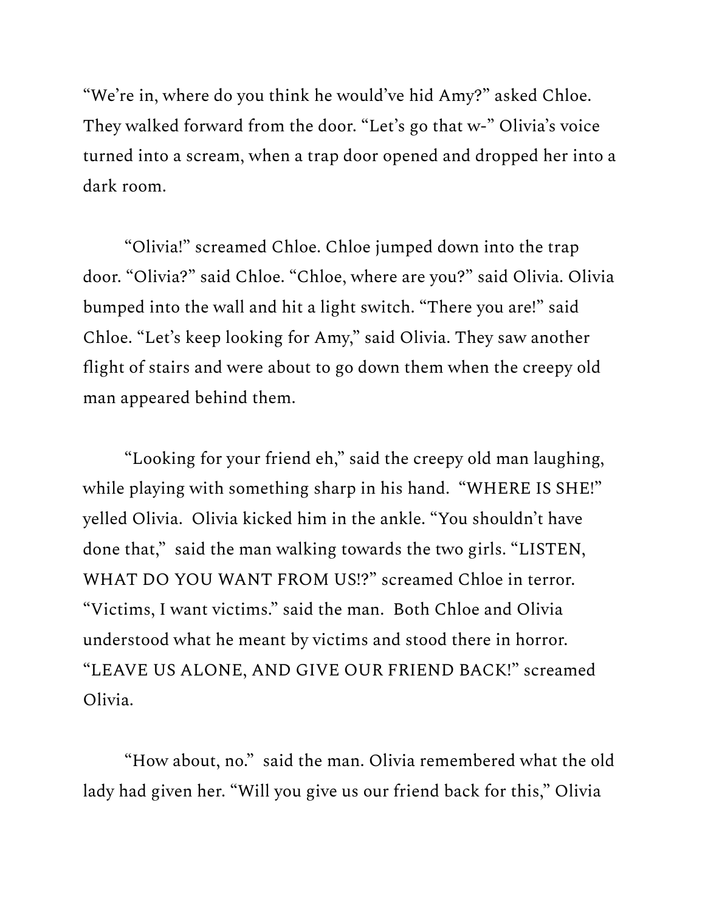“We’re in, where do you think he would’ve hid Amy?” asked Chloe. They walked forward from the door. “Let’s go that w-” Olivia’s voice turned into a scream, when a trap door opened and dropped her into a dark room.

“Olivia!” screamed Chloe. Chloe jumped down into the trap door. “Olivia?” said Chloe. “Chloe, where are you?” said Olivia. Olivia bumped into the wall and hit a light switch. “There you are!” said Chloe. “Let’s keep looking for Amy,” said Olivia. They saw another flight of stairs and were about to go down them when the creepy old man appeared behind them.

“Looking for your friend eh,” said the creepy old man laughing, while playing with something sharp in his hand. “WHERE IS SHE!” yelled Olivia. Olivia kicked him in the ankle. “You shouldn’t have done that,” said the man walking towards the two girls. “LISTEN, WHAT DO YOU WANT FROM US!?” screamed Chloe in terror. “Victims, I want victims.” said the man. Both Chloe and Olivia understood what he meant by victims and stood there in horror. “LEAVE US ALONE, AND GIVE OUR FRIEND BACK!” screamed Olivia.

“How about, no.” said the man. Olivia remembered what the old lady had given her. “Will you give us our friend back for this,” Olivia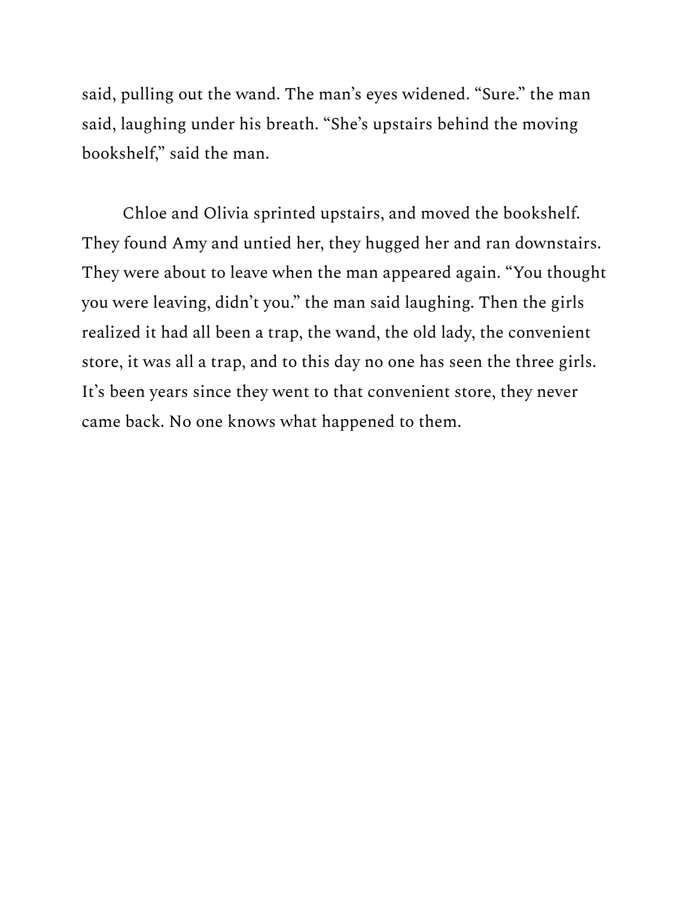said, pulling out the wand. The man's eyes widened. "Sure." the man said, laughing under his breath. "She's upstairs behind the moving bookshelf," said the man.

Chloe and Olivia sprinted upstairs, and moved the bookshelf. They found Amy and untied her, they hugged her and ran downstairs. They were about to leave when the man appeared again. "You thought you were leaving, didn't you." the man said laughing. Then the girls realized it had all been a trap, the wand, the old lady, the convenient store, it was all a trap, and to this day no one has seen the three girls. It's been years since they went to that convenient store, they never came back. No one knows what happened to them.